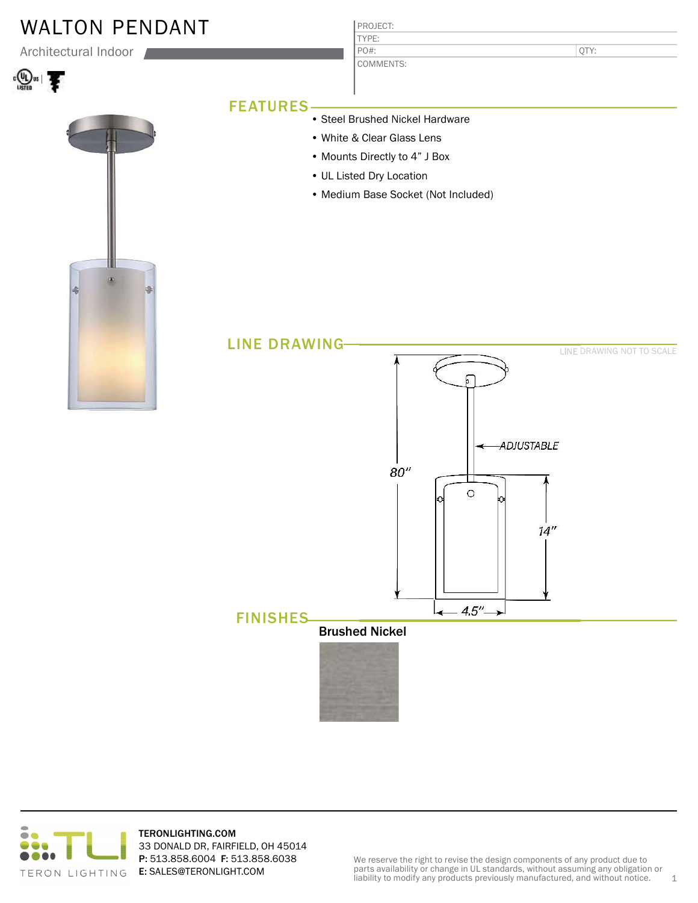# WALTON PENDANT

Architectural Indoor

| PROJECT: | |
|---|---|
| TYPE: | |
| PO#: | QTY: |
| COMMENTS: | |

## FEATURES

- Steel Brushed Nickel Hardware
- White & Clear Glass Lens
- Mounts Directly to 4” J Box
- UL Listed Dry Location
- Medium Base Socket (Not Included)

## LINE DRAWING

LINE DRAWING NOT TO SCALE

ADJUSTABLE

80”

14”

4.5”

## FINISHES

**Brushed Nickel**

TERON LIGHTING

**TERONLIGHTING.COM**
33 DONALD DR, FAIRFIELD, OH 45014
**P:** 513.858.6004 **F:** 513.858.6038
**E:** SALES@TERONLIGHT.COM

We reserve the right to revise the design components of any product due to parts availability or change in UL standards, without assuming any obligation or liability to modify any products previously manufactured, and without notice.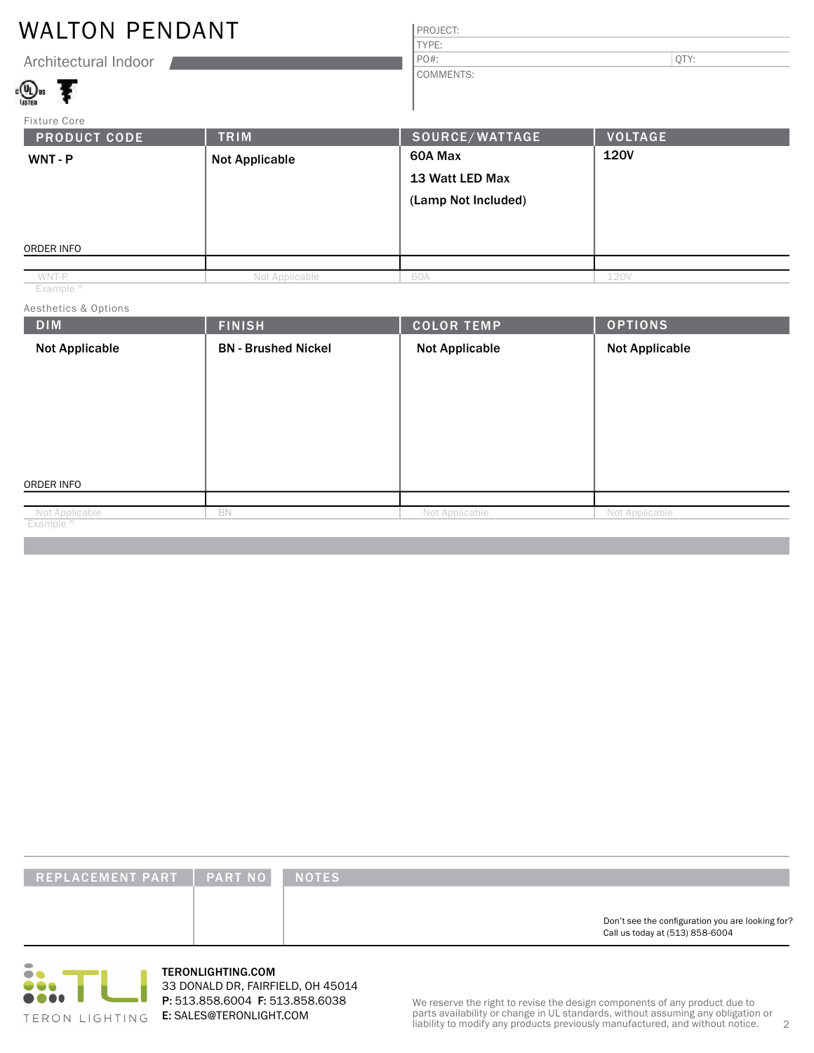# WALTON PENDANT

Architectual Indoor

| | |
|---|---|
| PROJECT: | |
| TYPE: | |
| PO#: | QTY: |
| COMMENTS: | |

Fixture Core

| PRODUCT CODE | TRIM | SOURCE/WATTAGE | VOLTAGE |
|---|---|---|---|
| **WNT - P** | **Not Applicable** | **60A Max**<br>**13 Watt LED Max**<br>**(Lamp Not Included)** | **120V** |
| ORDER INFO | | | |
| | | | |
| WNT-P | Not Applicable | 60A | 120V |

Example ^

Aesthetics & Options

| DIM | FINISH | COLOR TEMP | OPTIONS |
|---|---|---|---|
| **Not Applicable** | **BN - Brushed Nickel** | **Not Applicable** | **Not Applicable** |
| ORDER INFO | | | |
| | | | |
| Not Applicable | BN | Not Applicable | Not Applicable |

Example ^

| REPLACEMENT PART | PART NO | NOTES |
|---|---|---|
| | | Don't see the configuration you are looking for? Call us today at (513) 858-6004 |

TERON LIGHTING

**TERONLIGHTING.COM**
33 DONALD DR, FAIRFIELD, OH 45014
**P:** 513.858.6004 **F:** 513.858.6038
**E:** SALES@TERONLIGHT.COM

We reserve the right to revise the design components of any product due to parts availability or change in UL standards, without assuming any obligation or liability to modify any products previously manufactured, and without notice.